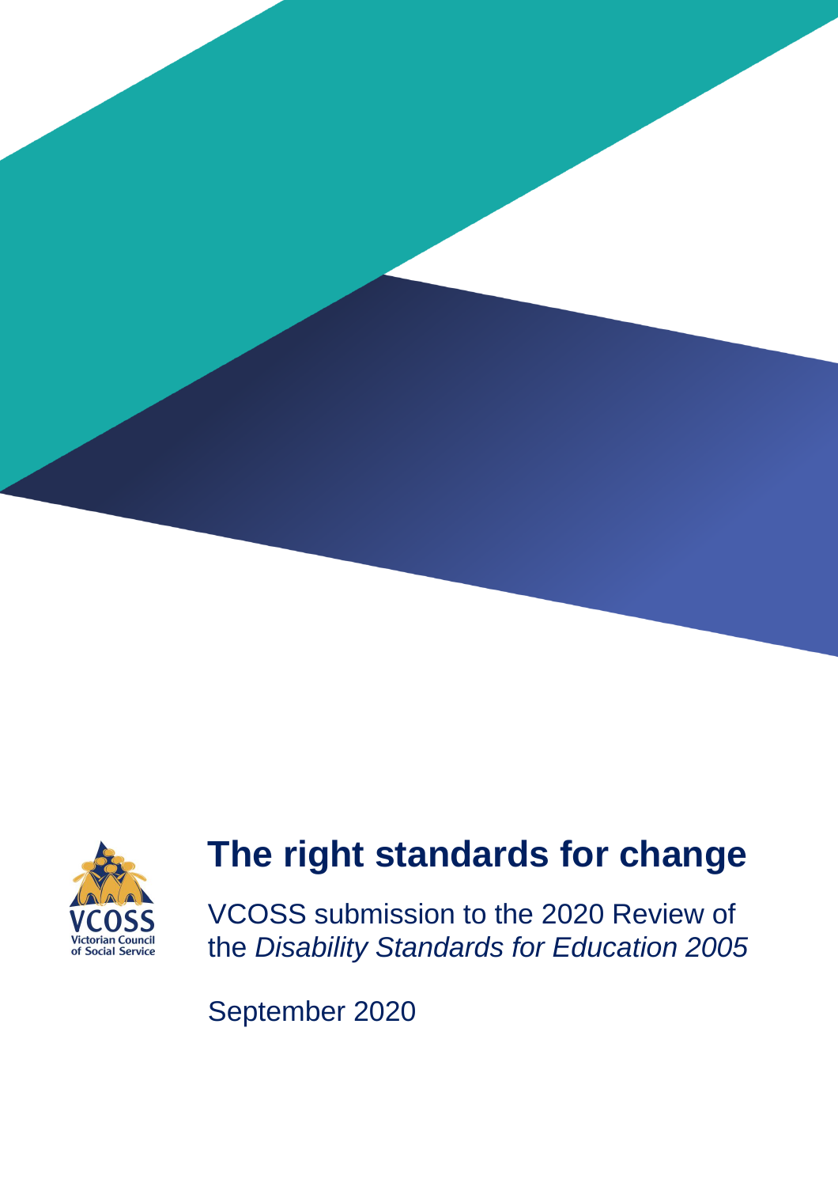# The right standards for change

VCOSS submission to the 2020 Review of the *Disability Standards for Education 2005*

September 2020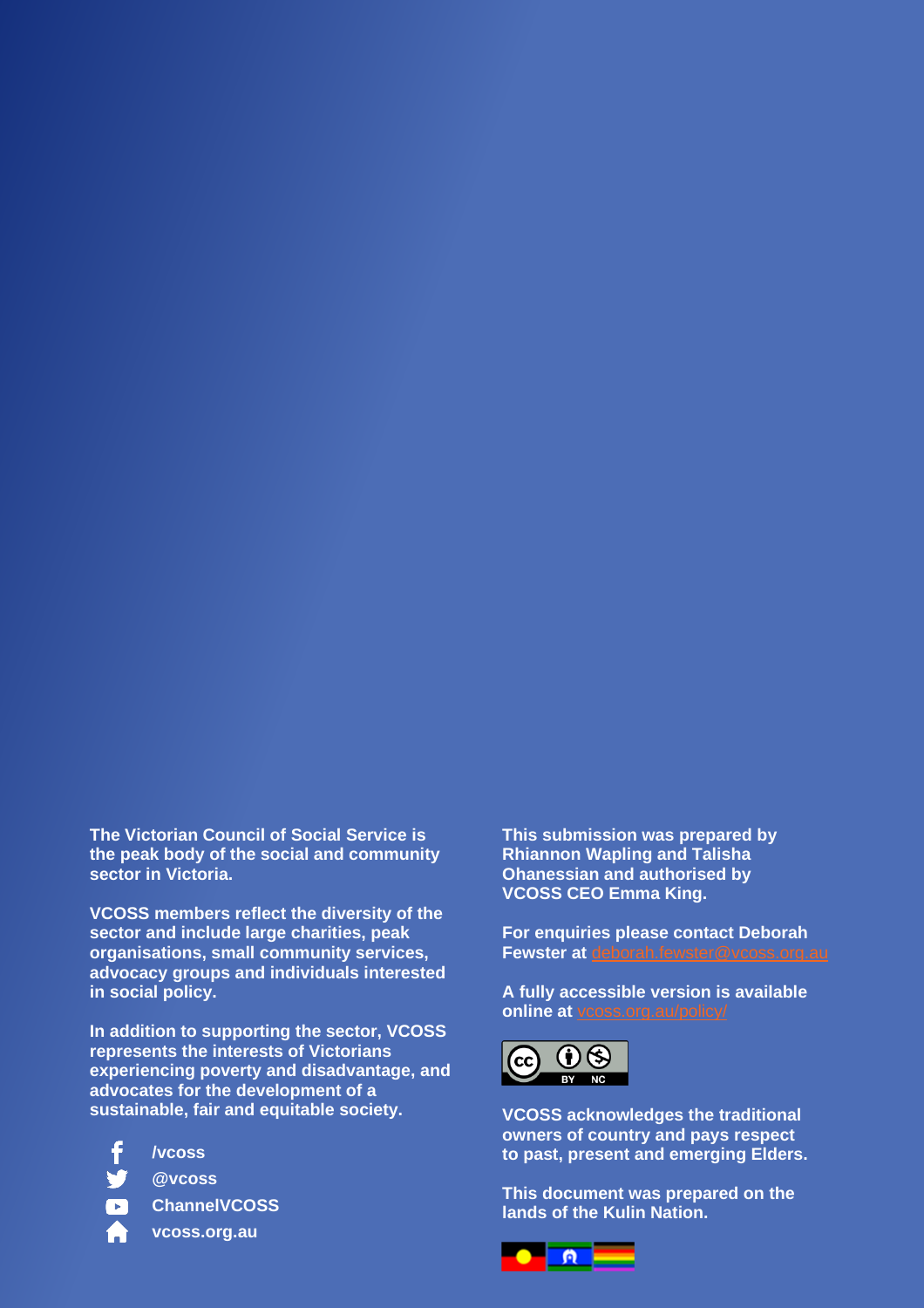**The Victorian Council of Social Service is the peak body of the social and community sector in Victoria.**

**VCOSS members reflect the diversity of the sector and include large charities, peak organisations, small community services, advocacy groups and individuals interested in social policy.**

**In addition to supporting the sector, VCOSS represents the interests of Victorians experiencing poverty and disadvantage, and advocates for the development of a sustainable, fair and equitable society.**

- **/vcoss**
- **@vcoss**
- **ChannelVCOSS**
- **vcoss.org.au**

**This submission was prepared by Rhiannon Wapling and Talisha Ohanessian and authorised by VCOSS CEO Emma King.**

**For enquiries please contact Deborah Fewster at** deborah.fewster@vcoss.org.au

**A fully accessible version is available online at** vcoss.org.au/policy/

**VCOSS acknowledges the traditional owners of country and pays respect to past, present and emerging Elders.**

**This document was prepared on the lands of the Kulin Nation.**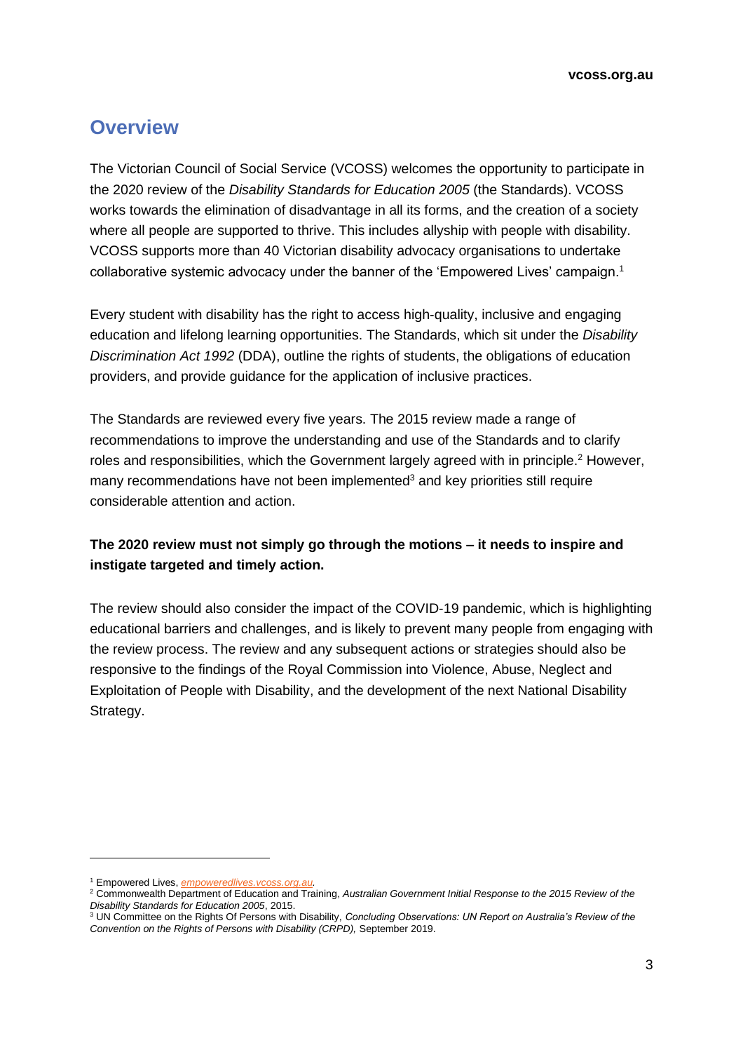## Overview

The Victorian Council of Social Service (VCOSS) welcomes the opportunity to participate in the 2020 review of the *Disability Standards for Education 2005* (the Standards). VCOSS works towards the elimination of disadvantage in all its forms, and the creation of a society where all people are supported to thrive. This includes allyship with people with disability. VCOSS supports more than 40 Victorian disability advocacy organisations to undertake collaborative systemic advocacy under the banner of the 'Empowered Lives' campaign.[1]

Every student with disability has the right to access high-quality, inclusive and engaging education and lifelong learning opportunities. The Standards, which sit under the *Disability Discrimination Act 1992* (DDA), outline the rights of students, the obligations of education providers, and provide guidance for the application of inclusive practices.

The Standards are reviewed every five years. The 2015 review made a range of recommendations to improve the understanding and use of the Standards and to clarify roles and responsibilities, which the Government largely agreed with in principle.[2] However, many recommendations have not been implemented[3] and key priorities still require considerable attention and action.

**The 2020 review must not simply go through the motions – it needs to inspire and instigate targeted and timely action.**

The review should also consider the impact of the COVID-19 pandemic, which is highlighting educational barriers and challenges, and is likely to prevent many people from engaging with the review process. The review and any subsequent actions or strategies should also be responsive to the findings of the Royal Commission into Violence, Abuse, Neglect and Exploitation of People with Disability, and the development of the next National Disability Strategy.

---

[1] Empowered Lives, *empoweredlives.vcoss.org.au.*

[2] Commonwealth Department of Education and Training, *Australian Government Initial Response to the 2015 Review of the Disability Standards for Education 2005*, 2015.

[3] UN Committee on the Rights Of Persons with Disability, *Concluding Observations: UN Report on Australia's Review of the Convention on the Rights of Persons with Disability (CRPD),* September 2019.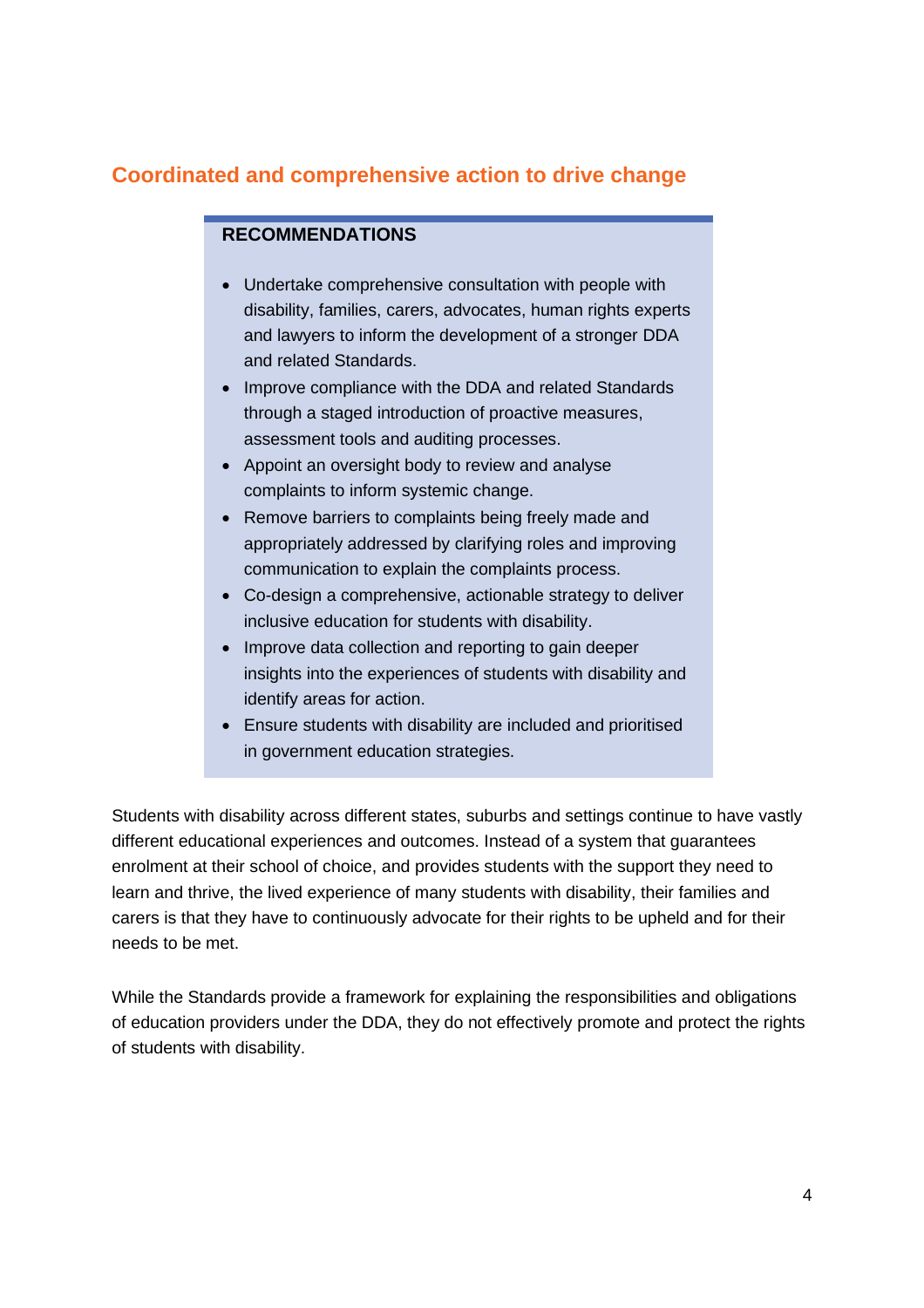## Coordinated and comprehensive action to drive change

**RECOMMENDATIONS**

- Undertake comprehensive consultation with people with disability, families, carers, advocates, human rights experts and lawyers to inform the development of a stronger DDA and related Standards.
- Improve compliance with the DDA and related Standards through a staged introduction of proactive measures, assessment tools and auditing processes.
- Appoint an oversight body to review and analyse complaints to inform systemic change.
- Remove barriers to complaints being freely made and appropriately addressed by clarifying roles and improving communication to explain the complaints process.
- Co-design a comprehensive, actionable strategy to deliver inclusive education for students with disability.
- Improve data collection and reporting to gain deeper insights into the experiences of students with disability and identify areas for action.
- Ensure students with disability are included and prioritised in government education strategies.

Students with disability across different states, suburbs and settings continue to have vastly different educational experiences and outcomes. Instead of a system that guarantees enrolment at their school of choice, and provides students with the support they need to learn and thrive, the lived experience of many students with disability, their families and carers is that they have to continuously advocate for their rights to be upheld and for their needs to be met.

While the Standards provide a framework for explaining the responsibilities and obligations of education providers under the DDA, they do not effectively promote and protect the rights of students with disability.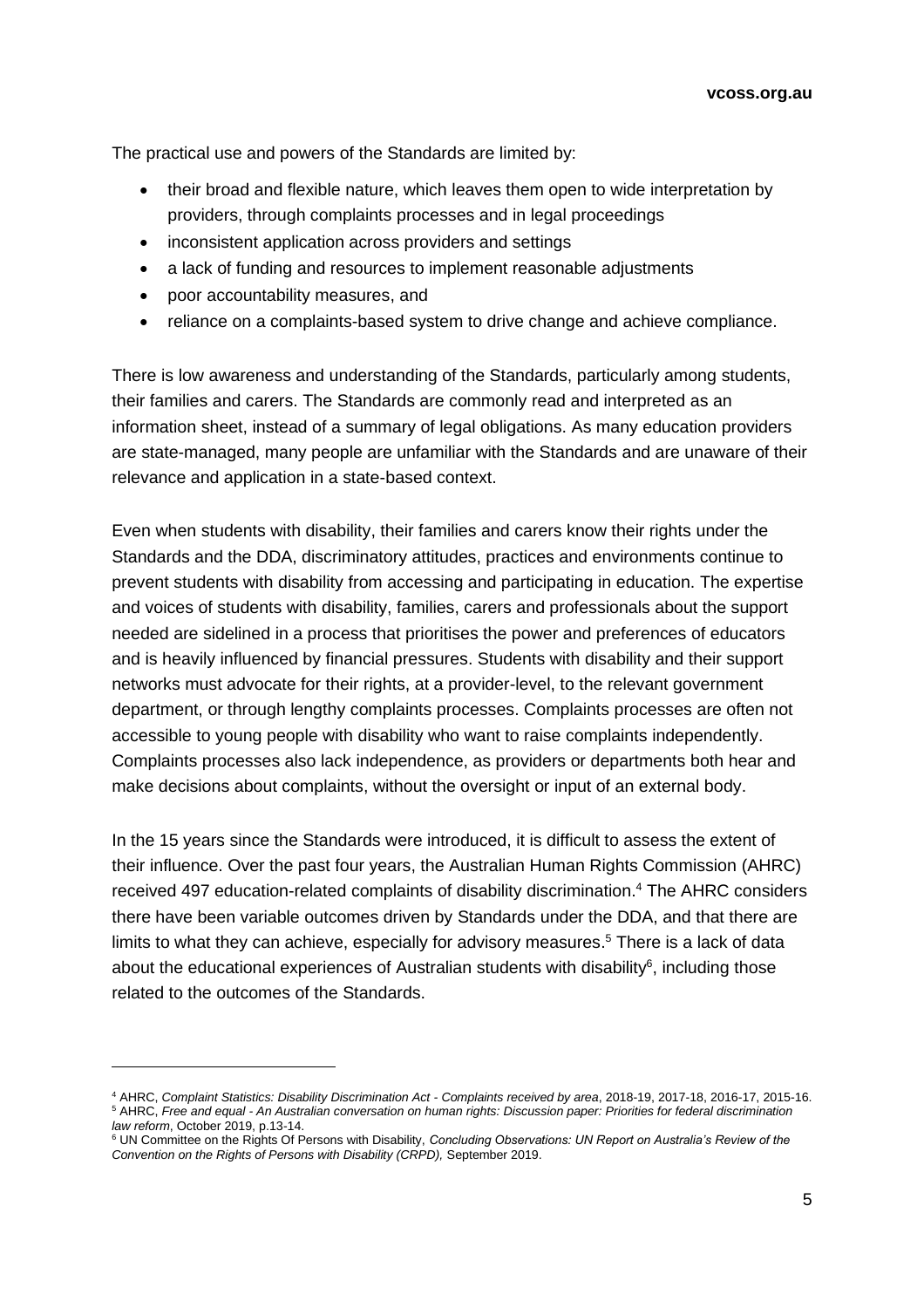The practical use and powers of the Standards are limited by:

- their broad and flexible nature, which leaves them open to wide interpretation by providers, through complaints processes and in legal proceedings
- inconsistent application across providers and settings
- a lack of funding and resources to implement reasonable adjustments
- poor accountability measures, and
- reliance on a complaints-based system to drive change and achieve compliance.

There is low awareness and understanding of the Standards, particularly among students, their families and carers. The Standards are commonly read and interpreted as an information sheet, instead of a summary of legal obligations. As many education providers are state-managed, many people are unfamiliar with the Standards and are unaware of their relevance and application in a state-based context.

Even when students with disability, their families and carers know their rights under the Standards and the DDA, discriminatory attitudes, practices and environments continue to prevent students with disability from accessing and participating in education. The expertise and voices of students with disability, families, carers and professionals about the support needed are sidelined in a process that prioritises the power and preferences of educators and is heavily influenced by financial pressures. Students with disability and their support networks must advocate for their rights, at a provider-level, to the relevant government department, or through lengthy complaints processes. Complaints processes are often not accessible to young people with disability who want to raise complaints independently. Complaints processes also lack independence, as providers or departments both hear and make decisions about complaints, without the oversight or input of an external body.

In the 15 years since the Standards were introduced, it is difficult to assess the extent of their influence. Over the past four years, the Australian Human Rights Commission (AHRC) received 497 education-related complaints of disability discrimination.[4] The AHRC considers there have been variable outcomes driven by Standards under the DDA, and that there are limits to what they can achieve, especially for advisory measures.[5] There is a lack of data about the educational experiences of Australian students with disability[6], including those related to the outcomes of the Standards.

---

[4] AHRC, *Complaint Statistics: Disability Discrimination Act - Complaints received by area*, 2018-19, 2017-18, 2016-17, 2015-16.

[5] AHRC, *Free and equal - An Australian conversation on human rights: Discussion paper: Priorities for federal discrimination law reform*, October 2019, p.13-14.

[6] UN Committee on the Rights Of Persons with Disability, *Concluding Observations: UN Report on Australia's Review of the Convention on the Rights of Persons with Disability (CRPD),* September 2019.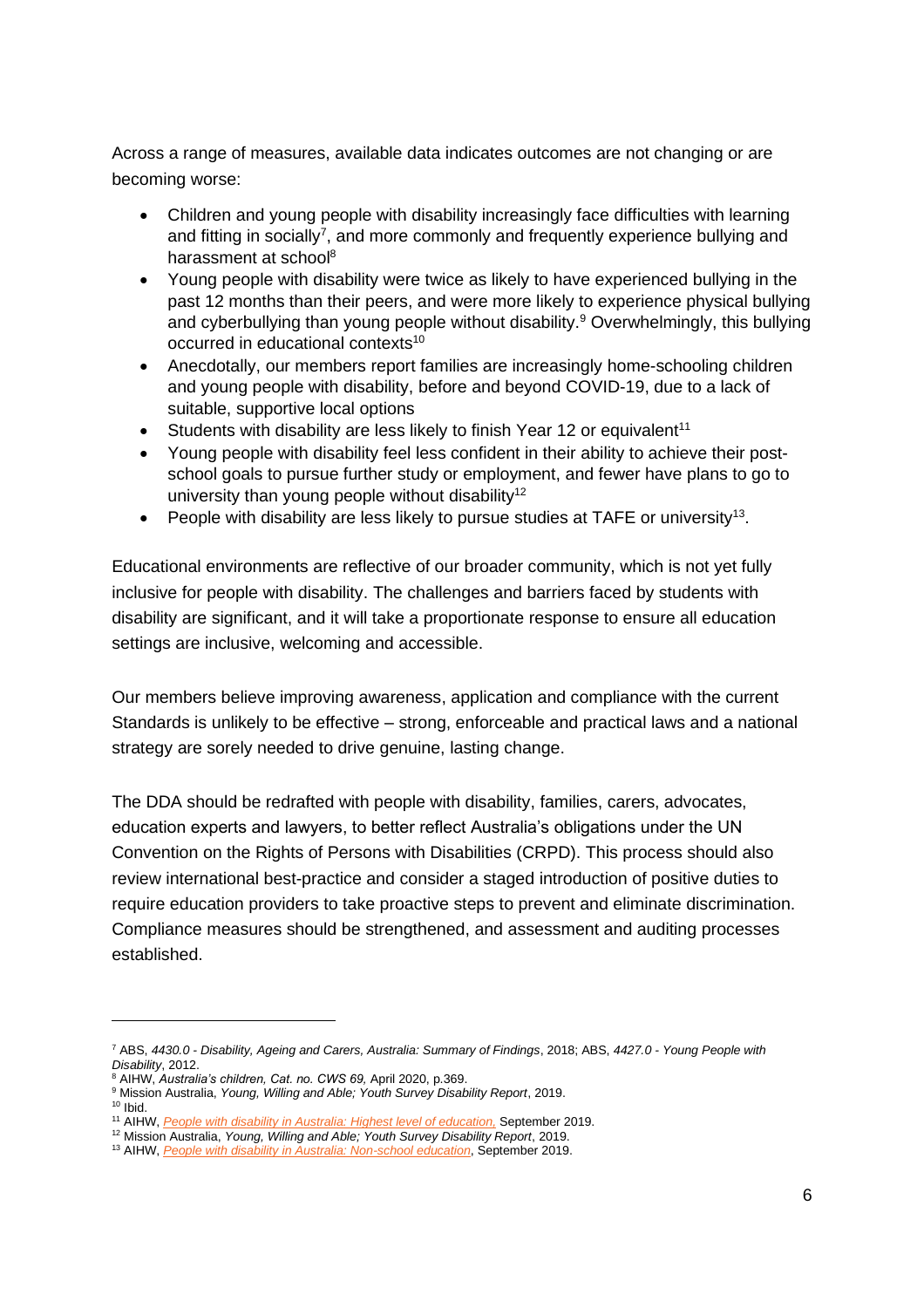Across a range of measures, available data indicates outcomes are not changing or are becoming worse:

- Children and young people with disability increasingly face difficulties with learning and fitting in socially[7], and more commonly and frequently experience bullying and harassment at school[8]
- Young people with disability were twice as likely to have experienced bullying in the past 12 months than their peers, and were more likely to experience physical bullying and cyberbullying than young people without disability.[9] Overwhelmingly, this bullying occurred in educational contexts[10]
- Anecdotally, our members report families are increasingly home-schooling children and young people with disability, before and beyond COVID-19, due to a lack of suitable, supportive local options
- Students with disability are less likely to finish Year 12 or equivalent[11]
- Young people with disability feel less confident in their ability to achieve their post-school goals to pursue further study or employment, and fewer have plans to go to university than young people without disability[12]
- People with disability are less likely to pursue studies at TAFE or university[13].

Educational environments are reflective of our broader community, which is not yet fully inclusive for people with disability. The challenges and barriers faced by students with disability are significant, and it will take a proportionate response to ensure all education settings are inclusive, welcoming and accessible.

Our members believe improving awareness, application and compliance with the current Standards is unlikely to be effective – strong, enforceable and practical laws and a national strategy are sorely needed to drive genuine, lasting change.

The DDA should be redrafted with people with disability, families, carers, advocates, education experts and lawyers, to better reflect Australia's obligations under the UN Convention on the Rights of Persons with Disabilities (CRPD). This process should also review international best-practice and consider a staged introduction of positive duties to require education providers to take proactive steps to prevent and eliminate discrimination. Compliance measures should be strengthened, and assessment and auditing processes established.

---

[7] ABS, *4430.0 - Disability, Ageing and Carers, Australia: Summary of Findings*, 2018; ABS, *4427.0 - Young People with Disability*, 2012.

[8] AIHW, *Australia's children, Cat. no. CWS 69,* April 2020, p.369.

[9] Mission Australia, *Young, Willing and Able; Youth Survey Disability Report*, 2019.

[10] Ibid.

[11] AIHW, *People with disability in Australia: Highest level of education,* September 2019.

[12] Mission Australia, *Young, Willing and Able; Youth Survey Disability Report*, 2019.

[13] AIHW, *People with disability in Australia: Non-school education*, September 2019.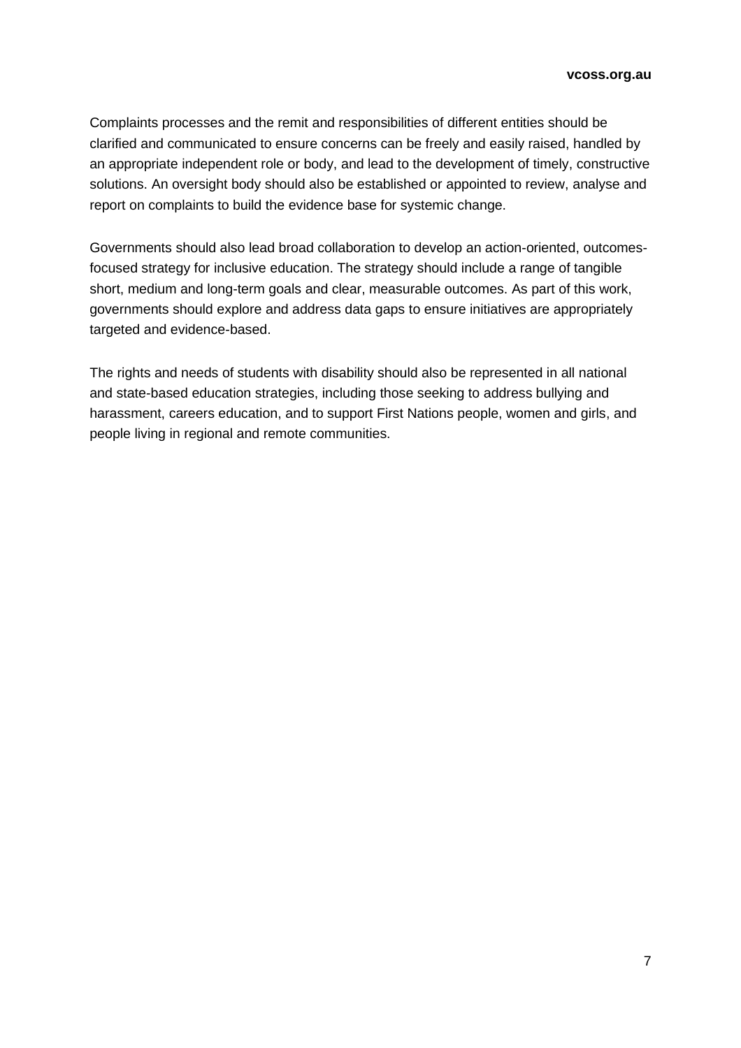Complaints processes and the remit and responsibilities of different entities should be clarified and communicated to ensure concerns can be freely and easily raised, handled by an appropriate independent role or body, and lead to the development of timely, constructive solutions. An oversight body should also be established or appointed to review, analyse and report on complaints to build the evidence base for systemic change.

Governments should also lead broad collaboration to develop an action-oriented, outcomes-focused strategy for inclusive education. The strategy should include a range of tangible short, medium and long-term goals and clear, measurable outcomes. As part of this work, governments should explore and address data gaps to ensure initiatives are appropriately targeted and evidence-based.

The rights and needs of students with disability should also be represented in all national and state-based education strategies, including those seeking to address bullying and harassment, careers education, and to support First Nations people, women and girls, and people living in regional and remote communities.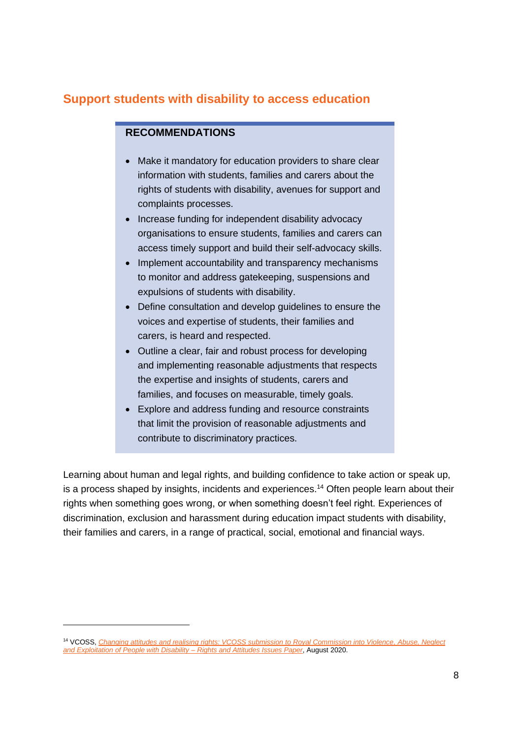## Support students with disability to access education

> **RECOMMENDATIONS**
>
> - Make it mandatory for education providers to share clear information with students, families and carers about the rights of students with disability, avenues for support and complaints processes.
> - Increase funding for independent disability advocacy organisations to ensure students, families and carers can access timely support and build their self-advocacy skills.
> - Implement accountability and transparency mechanisms to monitor and address gatekeeping, suspensions and expulsions of students with disability.
> - Define consultation and develop guidelines to ensure the voices and expertise of students, their families and carers, is heard and respected.
> - Outline a clear, fair and robust process for developing and implementing reasonable adjustments that respects the expertise and insights of students, carers and families, and focuses on measurable, timely goals.
> - Explore and address funding and resource constraints that limit the provision of reasonable adjustments and contribute to discriminatory practices.

Learning about human and legal rights, and building confidence to take action or speak up, is a process shaped by insights, incidents and experiences.[14] Often people learn about their rights when something goes wrong, or when something doesn't feel right. Experiences of discrimination, exclusion and harassment during education impact students with disability, their families and carers, in a range of practical, social, emotional and financial ways.

---

[14] VCOSS, *Changing attitudes and realising rights: VCOSS submission to Royal Commission into Violence, Abuse, Neglect and Exploitation of People with Disability – Rights and Attitudes Issues Paper*, August 2020.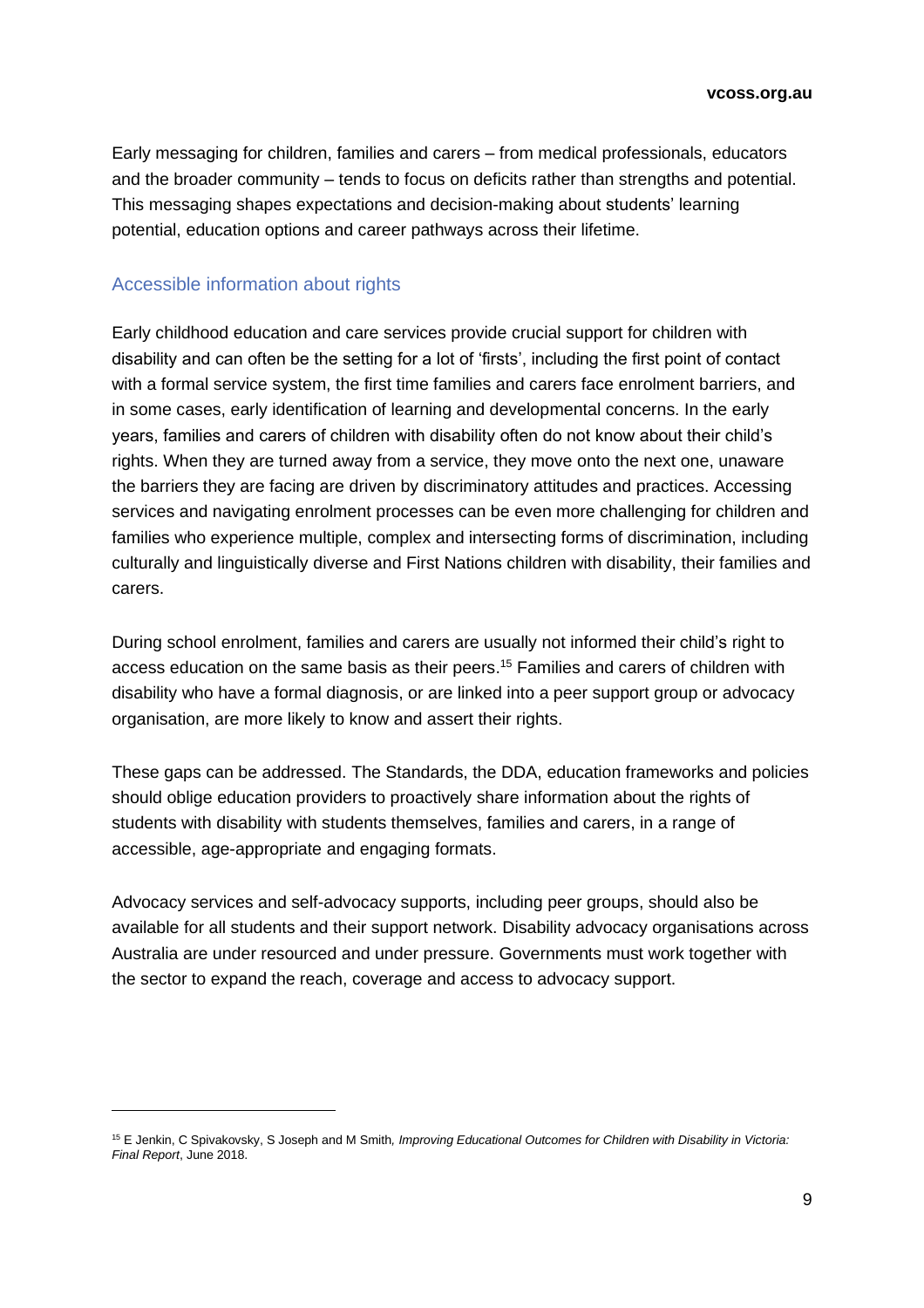Early messaging for children, families and carers – from medical professionals, educators and the broader community – tends to focus on deficits rather than strengths and potential. This messaging shapes expectations and decision-making about students' learning potential, education options and career pathways across their lifetime.

## Accessible information about rights

Early childhood education and care services provide crucial support for children with disability and can often be the setting for a lot of 'firsts', including the first point of contact with a formal service system, the first time families and carers face enrolment barriers, and in some cases, early identification of learning and developmental concerns. In the early years, families and carers of children with disability often do not know about their child's rights. When they are turned away from a service, they move onto the next one, unaware the barriers they are facing are driven by discriminatory attitudes and practices. Accessing services and navigating enrolment processes can be even more challenging for children and families who experience multiple, complex and intersecting forms of discrimination, including culturally and linguistically diverse and First Nations children with disability, their families and carers.

During school enrolment, families and carers are usually not informed their child's right to access education on the same basis as their peers.[15] Families and carers of children with disability who have a formal diagnosis, or are linked into a peer support group or advocacy organisation, are more likely to know and assert their rights.

These gaps can be addressed. The Standards, the DDA, education frameworks and policies should oblige education providers to proactively share information about the rights of students with disability with students themselves, families and carers, in a range of accessible, age-appropriate and engaging formats.

Advocacy services and self-advocacy supports, including peer groups, should also be available for all students and their support network. Disability advocacy organisations across Australia are under resourced and under pressure. Governments must work together with the sector to expand the reach, coverage and access to advocacy support.

---

[15] E Jenkin, C Spivakovsky, S Joseph and M Smith, *Improving Educational Outcomes for Children with Disability in Victoria: Final Report*, June 2018.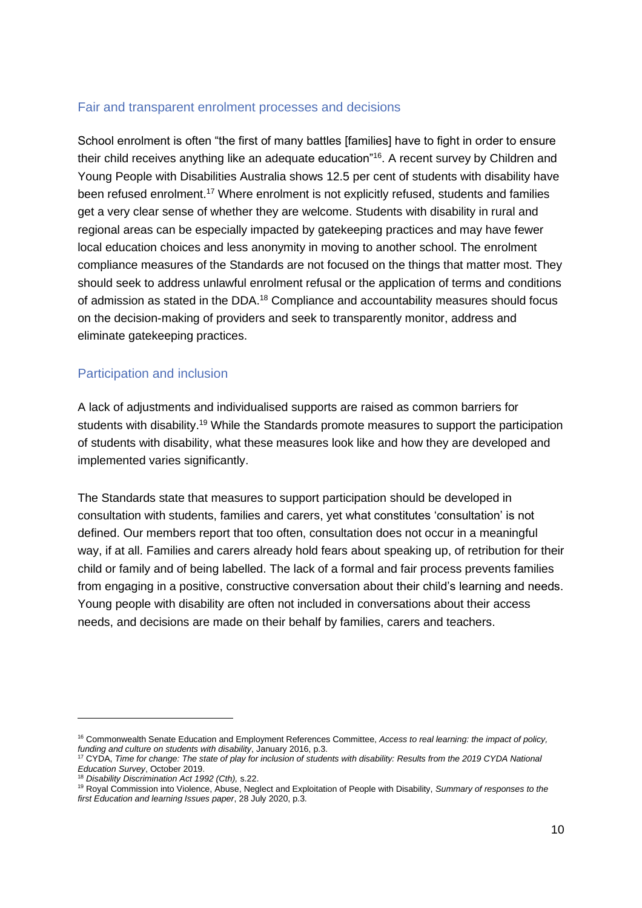## Fair and transparent enrolment processes and decisions

School enrolment is often "the first of many battles [families] have to fight in order to ensure their child receives anything like an adequate education"[16]. A recent survey by Children and Young People with Disabilities Australia shows 12.5 per cent of students with disability have been refused enrolment.[17] Where enrolment is not explicitly refused, students and families get a very clear sense of whether they are welcome. Students with disability in rural and regional areas can be especially impacted by gatekeeping practices and may have fewer local education choices and less anonymity in moving to another school. The enrolment compliance measures of the Standards are not focused on the things that matter most. They should seek to address unlawful enrolment refusal or the application of terms and conditions of admission as stated in the DDA.[18] Compliance and accountability measures should focus on the decision-making of providers and seek to transparently monitor, address and eliminate gatekeeping practices.

## Participation and inclusion

A lack of adjustments and individualised supports are raised as common barriers for students with disability.[19] While the Standards promote measures to support the participation of students with disability, what these measures look like and how they are developed and implemented varies significantly.

The Standards state that measures to support participation should be developed in consultation with students, families and carers, yet what constitutes 'consultation' is not defined. Our members report that too often, consultation does not occur in a meaningful way, if at all. Families and carers already hold fears about speaking up, of retribution for their child or family and of being labelled. The lack of a formal and fair process prevents families from engaging in a positive, constructive conversation about their child's learning and needs. Young people with disability are often not included in conversations about their access needs, and decisions are made on their behalf by families, carers and teachers.

---

[16] Commonwealth Senate Education and Employment References Committee, *Access to real learning: the impact of policy, funding and culture on students with disability*, January 2016, p.3.

[17] CYDA, *Time for change: The state of play for inclusion of students with disability: Results from the 2019 CYDA National Education Survey*, October 2019.

[18] *Disability Discrimination Act 1992 (Cth),* s.22.

[19] Royal Commission into Violence, Abuse, Neglect and Exploitation of People with Disability, *Summary of responses to the first Education and learning Issues paper*, 28 July 2020, p.3.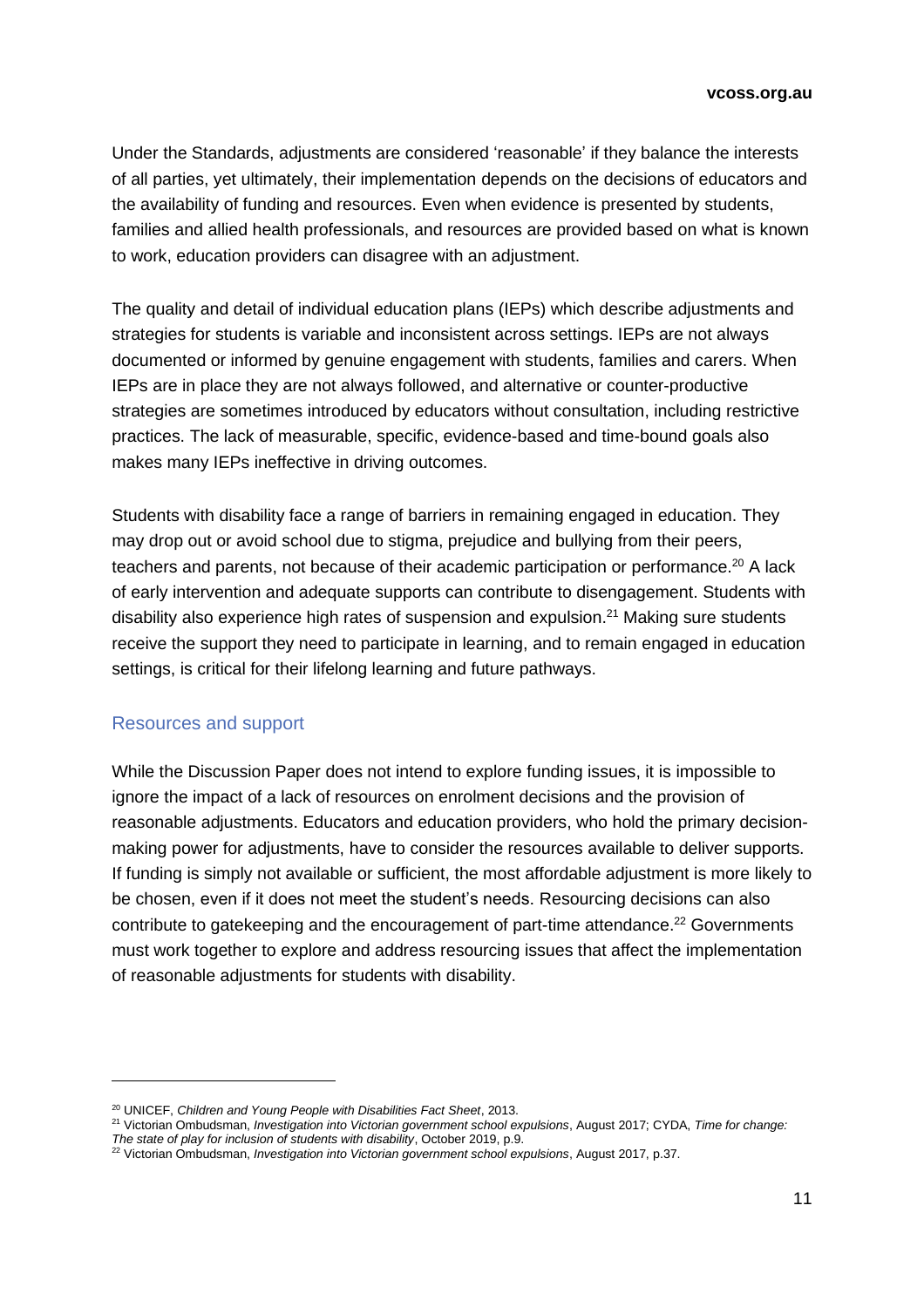Under the Standards, adjustments are considered 'reasonable' if they balance the interests of all parties, yet ultimately, their implementation depends on the decisions of educators and the availability of funding and resources. Even when evidence is presented by students, families and allied health professionals, and resources are provided based on what is known to work, education providers can disagree with an adjustment.

The quality and detail of individual education plans (IEPs) which describe adjustments and strategies for students is variable and inconsistent across settings. IEPs are not always documented or informed by genuine engagement with students, families and carers. When IEPs are in place they are not always followed, and alternative or counter-productive strategies are sometimes introduced by educators without consultation, including restrictive practices. The lack of measurable, specific, evidence-based and time-bound goals also makes many IEPs ineffective in driving outcomes.

Students with disability face a range of barriers in remaining engaged in education. They may drop out or avoid school due to stigma, prejudice and bullying from their peers, teachers and parents, not because of their academic participation or performance.[20] A lack of early intervention and adequate supports can contribute to disengagement. Students with disability also experience high rates of suspension and expulsion.[21] Making sure students receive the support they need to participate in learning, and to remain engaged in education settings, is critical for their lifelong learning and future pathways.

### Resources and support

While the Discussion Paper does not intend to explore funding issues, it is impossible to ignore the impact of a lack of resources on enrolment decisions and the provision of reasonable adjustments. Educators and education providers, who hold the primary decision-making power for adjustments, have to consider the resources available to deliver supports. If funding is simply not available or sufficient, the most affordable adjustment is more likely to be chosen, even if it does not meet the student's needs. Resourcing decisions can also contribute to gatekeeping and the encouragement of part-time attendance.[22] Governments must work together to explore and address resourcing issues that affect the implementation of reasonable adjustments for students with disability.

---

[20] UNICEF, *Children and Young People with Disabilities Fact Sheet*, 2013.

[21] Victorian Ombudsman, *Investigation into Victorian government school expulsions*, August 2017; CYDA, *Time for change: The state of play for inclusion of students with disability*, October 2019, p.9.

[22] Victorian Ombudsman, *Investigation into Victorian government school expulsions*, August 2017, p.37.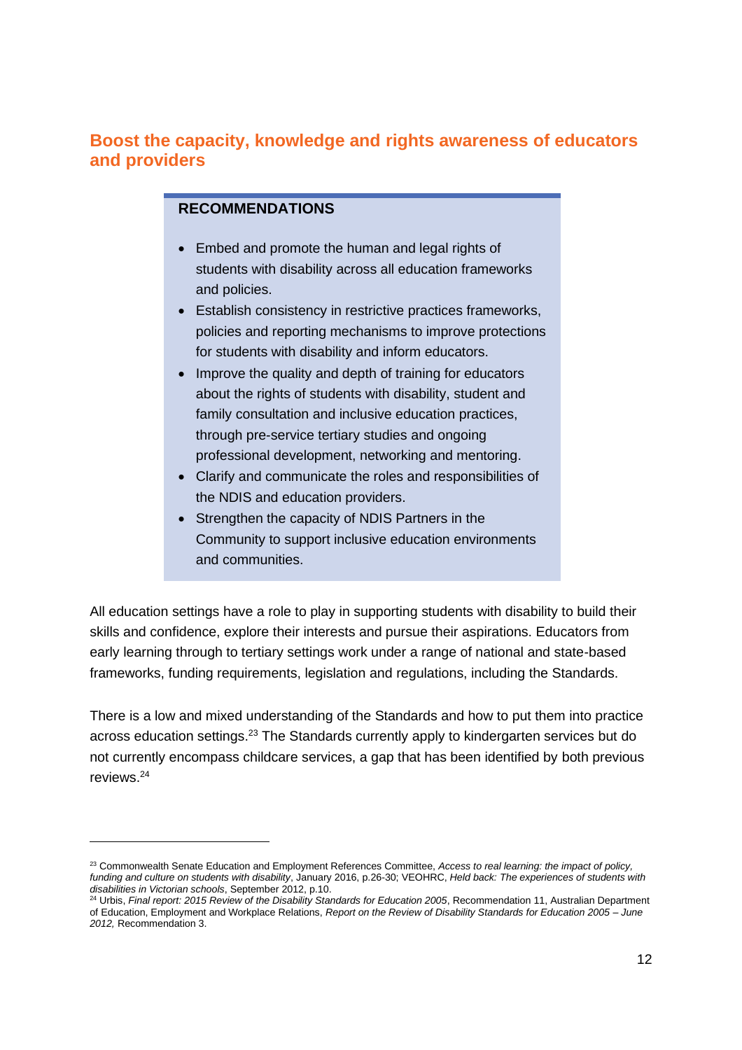## Boost the capacity, knowledge and rights awareness of educators and providers

**RECOMMENDATIONS**

- Embed and promote the human and legal rights of students with disability across all education frameworks and policies.
- Establish consistency in restrictive practices frameworks, policies and reporting mechanisms to improve protections for students with disability and inform educators.
- Improve the quality and depth of training for educators about the rights of students with disability, student and family consultation and inclusive education practices, through pre-service tertiary studies and ongoing professional development, networking and mentoring.
- Clarify and communicate the roles and responsibilities of the NDIS and education providers.
- Strengthen the capacity of NDIS Partners in the Community to support inclusive education environments and communities.

All education settings have a role to play in supporting students with disability to build their skills and confidence, explore their interests and pursue their aspirations. Educators from early learning through to tertiary settings work under a range of national and state-based frameworks, funding requirements, legislation and regulations, including the Standards.

There is a low and mixed understanding of the Standards and how to put them into practice across education settings.[23] The Standards currently apply to kindergarten services but do not currently encompass childcare services, a gap that has been identified by both previous reviews.[24]

---

[23] Commonwealth Senate Education and Employment References Committee, *Access to real learning: the impact of policy, funding and culture on students with disability*, January 2016, p.26-30; VEOHRC, *Held back: The experiences of students with disabilities in Victorian schools*, September 2012, p.10.

[24] Urbis, *Final report: 2015 Review of the Disability Standards for Education 2005*, Recommendation 11, Australian Department of Education, Employment and Workplace Relations, *Report on the Review of Disability Standards for Education 2005 – June 2012,* Recommendation 3.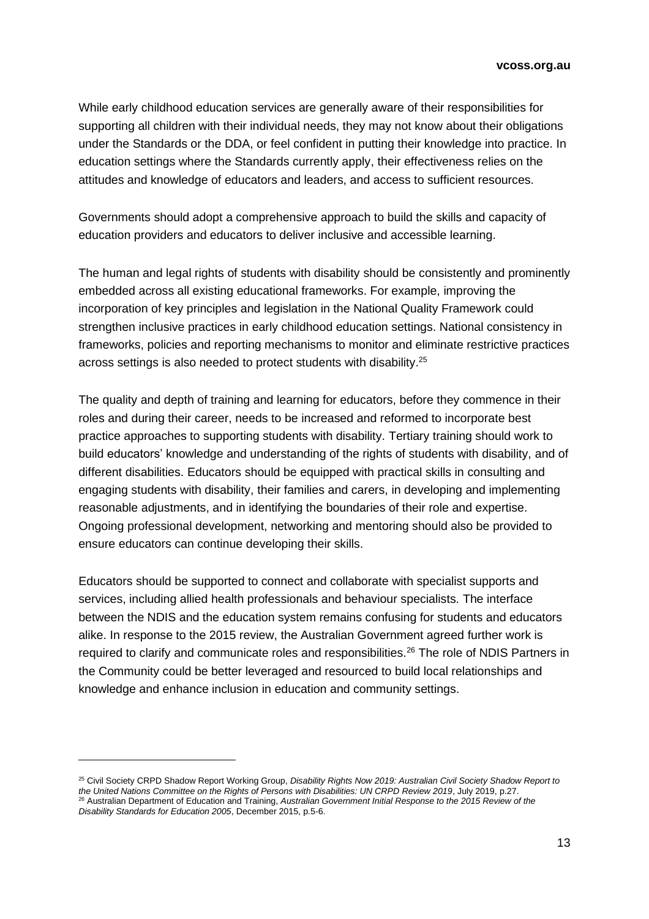While early childhood education services are generally aware of their responsibilities for supporting all children with their individual needs, they may not know about their obligations under the Standards or the DDA, or feel confident in putting their knowledge into practice. In education settings where the Standards currently apply, their effectiveness relies on the attitudes and knowledge of educators and leaders, and access to sufficient resources.

Governments should adopt a comprehensive approach to build the skills and capacity of education providers and educators to deliver inclusive and accessible learning.

The human and legal rights of students with disability should be consistently and prominently embedded across all existing educational frameworks. For example, improving the incorporation of key principles and legislation in the National Quality Framework could strengthen inclusive practices in early childhood education settings. National consistency in frameworks, policies and reporting mechanisms to monitor and eliminate restrictive practices across settings is also needed to protect students with disability.[25]

The quality and depth of training and learning for educators, before they commence in their roles and during their career, needs to be increased and reformed to incorporate best practice approaches to supporting students with disability. Tertiary training should work to build educators' knowledge and understanding of the rights of students with disability, and of different disabilities. Educators should be equipped with practical skills in consulting and engaging students with disability, their families and carers, in developing and implementing reasonable adjustments, and in identifying the boundaries of their role and expertise. Ongoing professional development, networking and mentoring should also be provided to ensure educators can continue developing their skills.

Educators should be supported to connect and collaborate with specialist supports and services, including allied health professionals and behaviour specialists. The interface between the NDIS and the education system remains confusing for students and educators alike. In response to the 2015 review, the Australian Government agreed further work is required to clarify and communicate roles and responsibilities.[26] The role of NDIS Partners in the Community could be better leveraged and resourced to build local relationships and knowledge and enhance inclusion in education and community settings.

---

[25] Civil Society CRPD Shadow Report Working Group, *Disability Rights Now 2019: Australian Civil Society Shadow Report to the United Nations Committee on the Rights of Persons with Disabilities: UN CRPD Review 2019*, July 2019, p.27.

[26] Australian Department of Education and Training, *Australian Government Initial Response to the 2015 Review of the Disability Standards for Education 2005*, December 2015, p.5-6.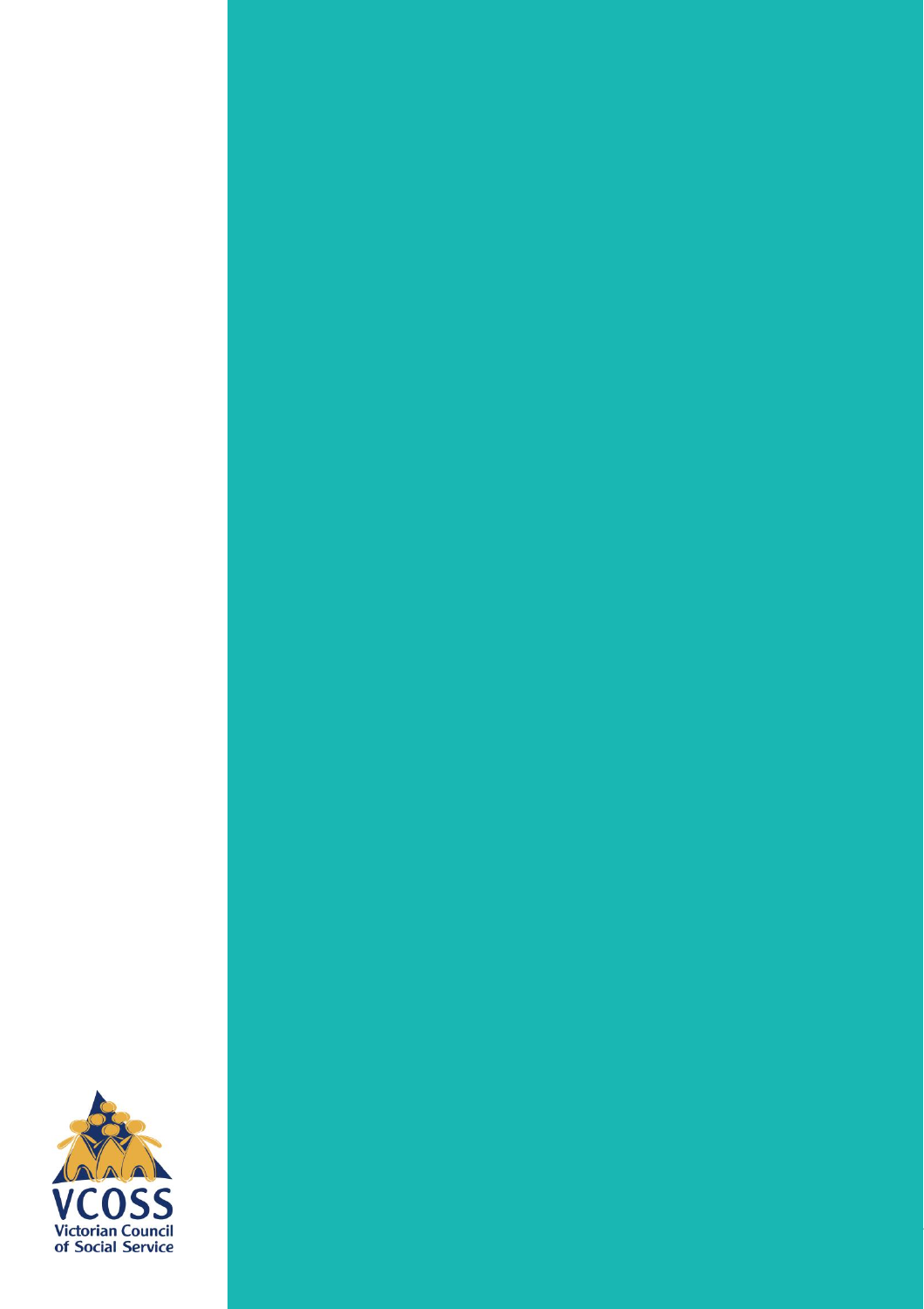VCOSS

Victorian Council of Social Service